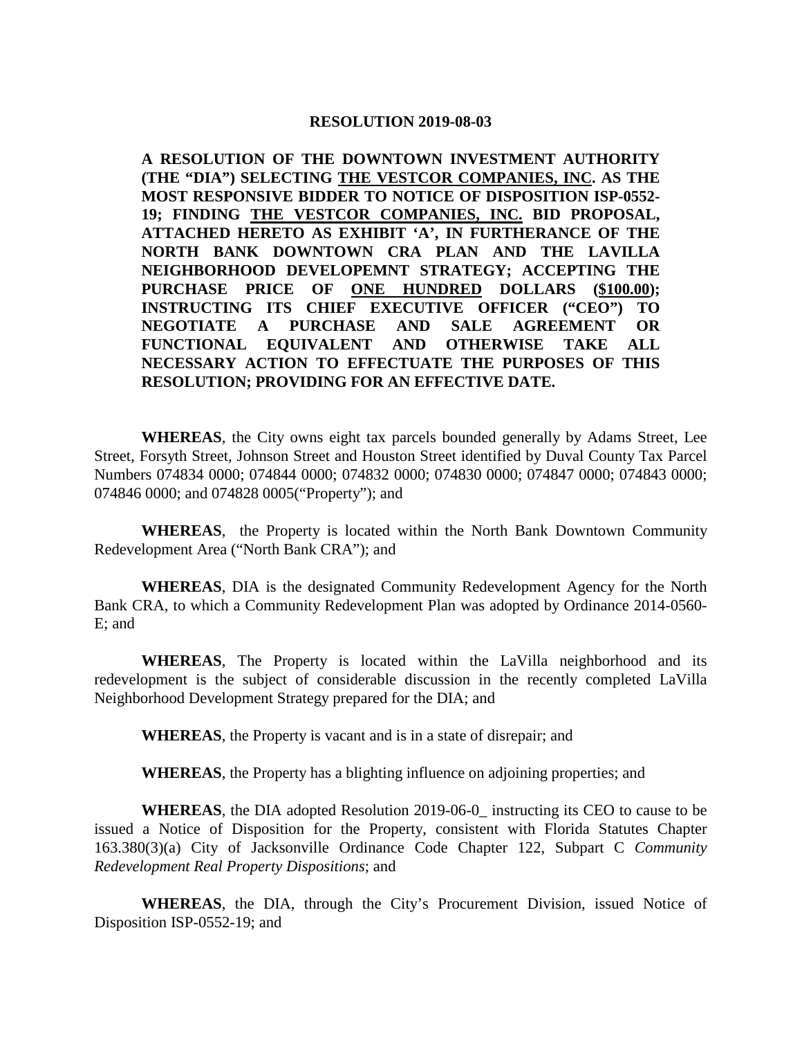# RESOLUTION 2019-08-03

**A RESOLUTION OF THE DOWNTOWN INVESTMENT AUTHORITY (THE "DIA") SELECTING <u>THE VESTCOR COMPANIES, INC</u>. AS THE MOST RESPONSIVE BIDDER TO NOTICE OF DISPOSITION ISP-0552-19; FINDING <u>THE VESTCOR COMPANIES, INC.</u> BID PROPOSAL, ATTACHED HERETO AS EXHIBIT 'A', IN FURTHERANCE OF THE NORTH BANK DOWNTOWN CRA PLAN AND THE LAVILLA NEIGHBORHOOD DEVELOPEMNT STRATEGY; ACCEPTING THE PURCHASE PRICE OF <u>ONE HUNDRED</u> DOLLARS (<u>$100.00</u>); INSTRUCTING ITS CHIEF EXECUTIVE OFFICER ("CEO") TO NEGOTIATE A PURCHASE AND SALE AGREEMENT OR FUNCTIONAL EQUIVALENT AND OTHERWISE TAKE ALL NECESSARY ACTION TO EFFECTUATE THE PURPOSES OF THIS RESOLUTION; PROVIDING FOR AN EFFECTIVE DATE.**

**WHEREAS**, the City owns eight tax parcels bounded generally by Adams Street, Lee Street, Forsyth Street, Johnson Street and Houston Street identified by Duval County Tax Parcel Numbers 074834 0000; 074844 0000; 074832 0000; 074830 0000; 074847 0000; 074843 0000; 074846 0000; and 074828 0005("Property"); and

**WHEREAS**, the Property is located within the North Bank Downtown Community Redevelopment Area ("North Bank CRA"); and

**WHEREAS**, DIA is the designated Community Redevelopment Agency for the North Bank CRA, to which a Community Redevelopment Plan was adopted by Ordinance 2014-0560-E; and

**WHEREAS**, The Property is located within the LaVilla neighborhood and its redevelopment is the subject of considerable discussion in the recently completed LaVilla Neighborhood Development Strategy prepared for the DIA; and

**WHEREAS**, the Property is vacant and is in a state of disrepair; and

**WHEREAS**, the Property has a blighting influence on adjoining properties; and

**WHEREAS**, the DIA adopted Resolution 2019-06-0_ instructing its CEO to cause to be issued a Notice of Disposition for the Property, consistent with Florida Statutes Chapter 163.380(3)(a) City of Jacksonville Ordinance Code Chapter 122, Subpart C *Community Redevelopment Real Property Dispositions*; and

**WHEREAS**, the DIA, through the City's Procurement Division, issued Notice of Disposition ISP-0552-19; and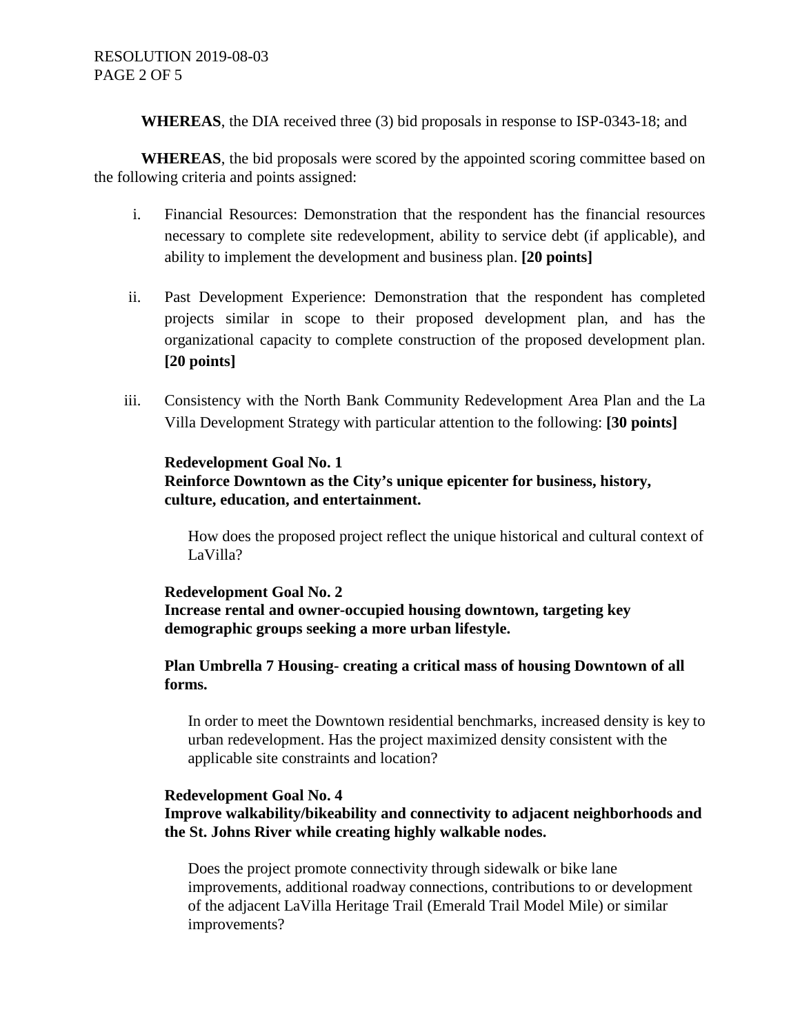**WHEREAS**, the DIA received three (3) bid proposals in response to ISP-0343-18; and

**WHEREAS**, the bid proposals were scored by the appointed scoring committee based on the following criteria and points assigned:

i. Financial Resources: Demonstration that the respondent has the financial resources necessary to complete site redevelopment, ability to service debt (if applicable), and ability to implement the development and business plan. **[20 points]**

ii. Past Development Experience: Demonstration that the respondent has completed projects similar in scope to their proposed development plan, and has the organizational capacity to complete construction of the proposed development plan. **[20 points]**

iii. Consistency with the North Bank Community Redevelopment Area Plan and the La Villa Development Strategy with particular attention to the following: **[30 points]**

**Redevelopment Goal No. 1**
**Reinforce Downtown as the City's unique epicenter for business, history, culture, education, and entertainment.**

How does the proposed project reflect the unique historical and cultural context of LaVilla?

**Redevelopment Goal No. 2**
**Increase rental and owner-occupied housing downtown, targeting key demographic groups seeking a more urban lifestyle.**

**Plan Umbrella 7 Housing- creating a critical mass of housing Downtown of all forms.**

In order to meet the Downtown residential benchmarks, increased density is key to urban redevelopment. Has the project maximized density consistent with the applicable site constraints and location?

**Redevelopment Goal No. 4**
**Improve walkability/bikeability and connectivity to adjacent neighborhoods and the St. Johns River while creating highly walkable nodes.**

Does the project promote connectivity through sidewalk or bike lane improvements, additional roadway connections, contributions to or development of the adjacent LaVilla Heritage Trail (Emerald Trail Model Mile) or similar improvements?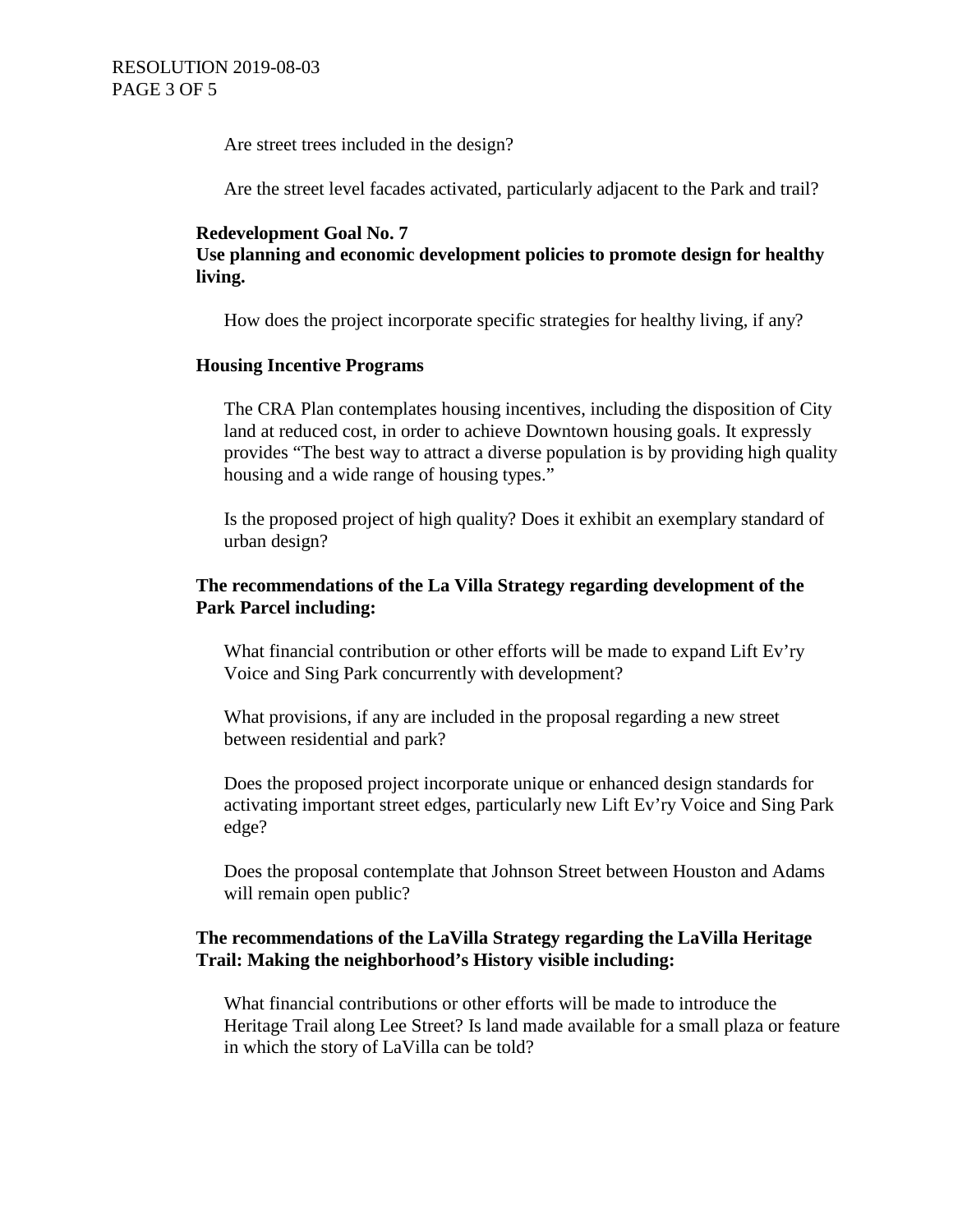Are street trees included in the design?

Are the street level facades activated, particularly adjacent to the Park and trail?

**Redevelopment Goal No. 7**
**Use planning and economic development policies to promote design for healthy living.**

How does the project incorporate specific strategies for healthy living, if any?

**Housing Incentive Programs**

The CRA Plan contemplates housing incentives, including the disposition of City land at reduced cost, in order to achieve Downtown housing goals. It expressly provides "The best way to attract a diverse population is by providing high quality housing and a wide range of housing types."

Is the proposed project of high quality? Does it exhibit an exemplary standard of urban design?

**The recommendations of the La Villa Strategy regarding development of the Park Parcel including:**

What financial contribution or other efforts will be made to expand Lift Ev'ry Voice and Sing Park concurrently with development?

What provisions, if any are included in the proposal regarding a new street between residential and park?

Does the proposed project incorporate unique or enhanced design standards for activating important street edges, particularly new Lift Ev'ry Voice and Sing Park edge?

Does the proposal contemplate that Johnson Street between Houston and Adams will remain open public?

**The recommendations of the LaVilla Strategy regarding the LaVilla Heritage Trail: Making the neighborhood's History visible including:**

What financial contributions or other efforts will be made to introduce the Heritage Trail along Lee Street? Is land made available for a small plaza or feature in which the story of LaVilla can be told?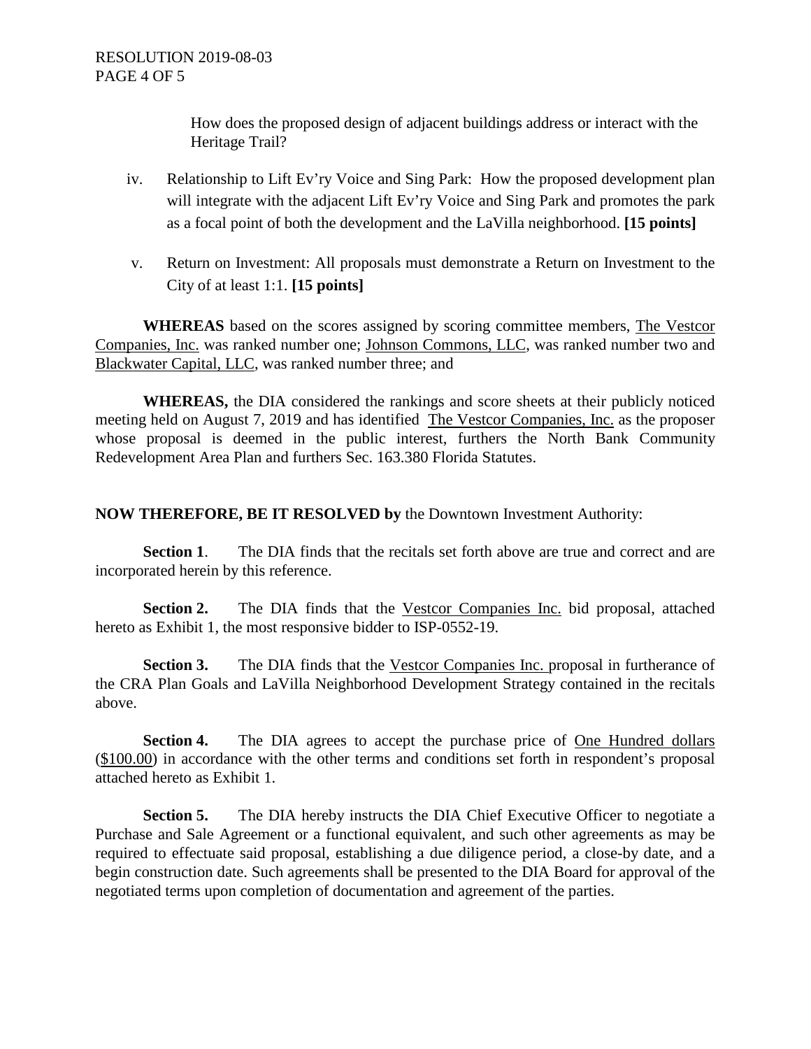How does the proposed design of adjacent buildings address or interact with the Heritage Trail?

iv. Relationship to Lift Ev'ry Voice and Sing Park: How the proposed development plan will integrate with the adjacent Lift Ev'ry Voice and Sing Park and promotes the park as a focal point of both the development and the LaVilla neighborhood. **[15 points]**

v. Return on Investment: All proposals must demonstrate a Return on Investment to the City of at least 1:1. **[15 points]**

**WHEREAS** based on the scores assigned by scoring committee members, The Vestcor Companies, Inc. was ranked number one; Johnson Commons, LLC, was ranked number two and Blackwater Capital, LLC, was ranked number three; and

**WHEREAS,** the DIA considered the rankings and score sheets at their publicly noticed meeting held on August 7, 2019 and has identified The Vestcor Companies, Inc. as the proposer whose proposal is deemed in the public interest, furthers the North Bank Community Redevelopment Area Plan and furthers Sec. 163.380 Florida Statutes.

**NOW THEREFORE, BE IT RESOLVED by** the Downtown Investment Authority:

**Section 1**. The DIA finds that the recitals set forth above are true and correct and are incorporated herein by this reference.

**Section 2.** The DIA finds that the Vestcor Companies Inc. bid proposal, attached hereto as Exhibit 1, the most responsive bidder to ISP-0552-19.

**Section 3.** The DIA finds that the Vestcor Companies Inc. proposal in furtherance of the CRA Plan Goals and LaVilla Neighborhood Development Strategy contained in the recitals above.

**Section 4.** The DIA agrees to accept the purchase price of One Hundred dollars ($100.00) in accordance with the other terms and conditions set forth in respondent's proposal attached hereto as Exhibit 1.

**Section 5.** The DIA hereby instructs the DIA Chief Executive Officer to negotiate a Purchase and Sale Agreement or a functional equivalent, and such other agreements as may be required to effectuate said proposal, establishing a due diligence period, a close-by date, and a begin construction date. Such agreements shall be presented to the DIA Board for approval of the negotiated terms upon completion of documentation and agreement of the parties.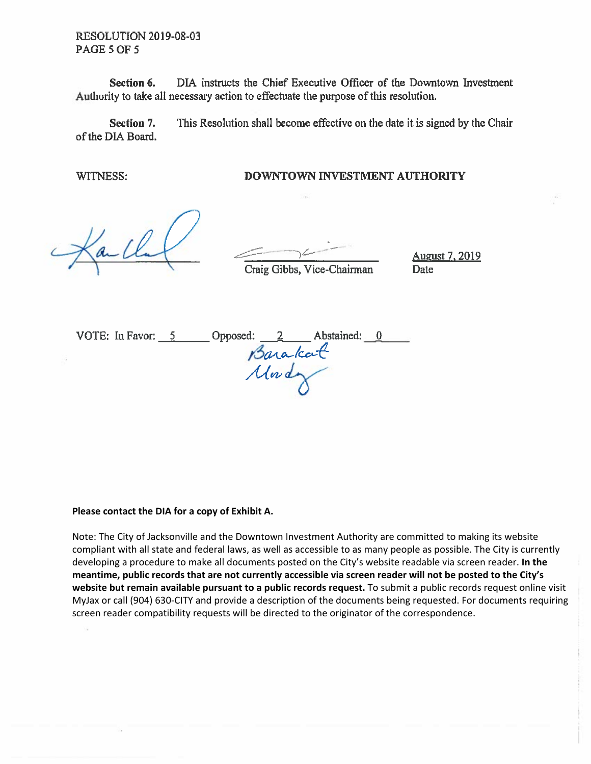**Section 6.** DIA instructs the Chief Executive Officer of the Downtown Investment Authority to take all necessary action to effectuate the purpose of this resolution.

**Section 7.** This Resolution shall become effective on the date it is signed by the Chair of the DIA Board.

WITNESS: **DOWNTOWN INVESTMENT AUTHORITY**

Craig Gibbs, Vice-Chairman

August 7, 2019
Date

VOTE: In Favor: 5 Opposed: 2 Abstained: 0

Barakat
Moody

**Please contact the DIA for a copy of Exhibit A.**

Note: The City of Jacksonville and the Downtown Investment Authority are committed to making its website compliant with all state and federal laws, as well as accessible to as many people as possible. The City is currently developing a procedure to make all documents posted on the City's website readable via screen reader. **In the meantime, public records that are not currently accessible via screen reader will not be posted to the City's website but remain available pursuant to a public records request.** To submit a public records request online visit MyJax or call (904) 630-CITY and provide a description of the documents being requested. For documents requiring screen reader compatibility requests will be directed to the originator of the correspondence.